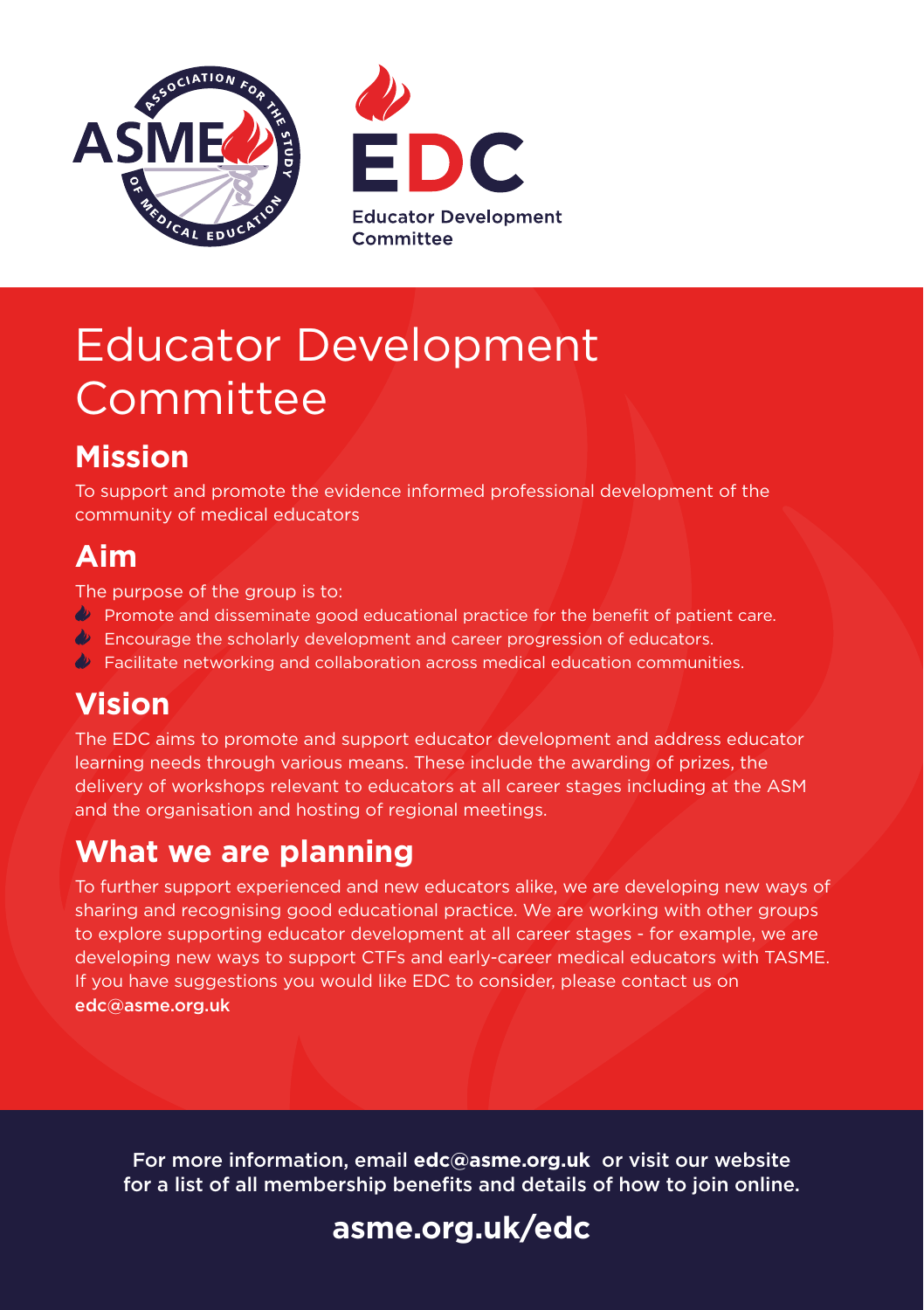ASSOCIATION FOR THE STUDY OF MEDICAL EDUCATION

ASME

EDC

Educator Development Committee

# Educator Development Committee

## Mission

To support and promote the evidence informed professional development of the community of medical educators

## Aim

The purpose of the group is to:

- Promote and disseminate good educational practice for the benefit of patient care.
- Encourage the scholarly development and career progression of educators.
- Facilitate networking and collaboration across medical education communities.

## Vision

The EDC aims to promote and support educator development and address educator learning needs through various means. These include the awarding of prizes, the delivery of workshops relevant to educators at all career stages including at the ASM and the organisation and hosting of regional meetings.

## What we are planning

To further support experienced and new educators alike, we are developing new ways of sharing and recognising good educational practice. We are working with other groups to explore supporting educator development at all career stages - for example, we are developing new ways to support CTFs and early-career medical educators with TASME. If you have suggestions you would like EDC to consider, please contact us on **edc@asme.org.uk**

For more information, email **edc@asme.org.uk** or visit our website for a list of all membership benefits and details of how to join online.

**asme.org.uk/edc**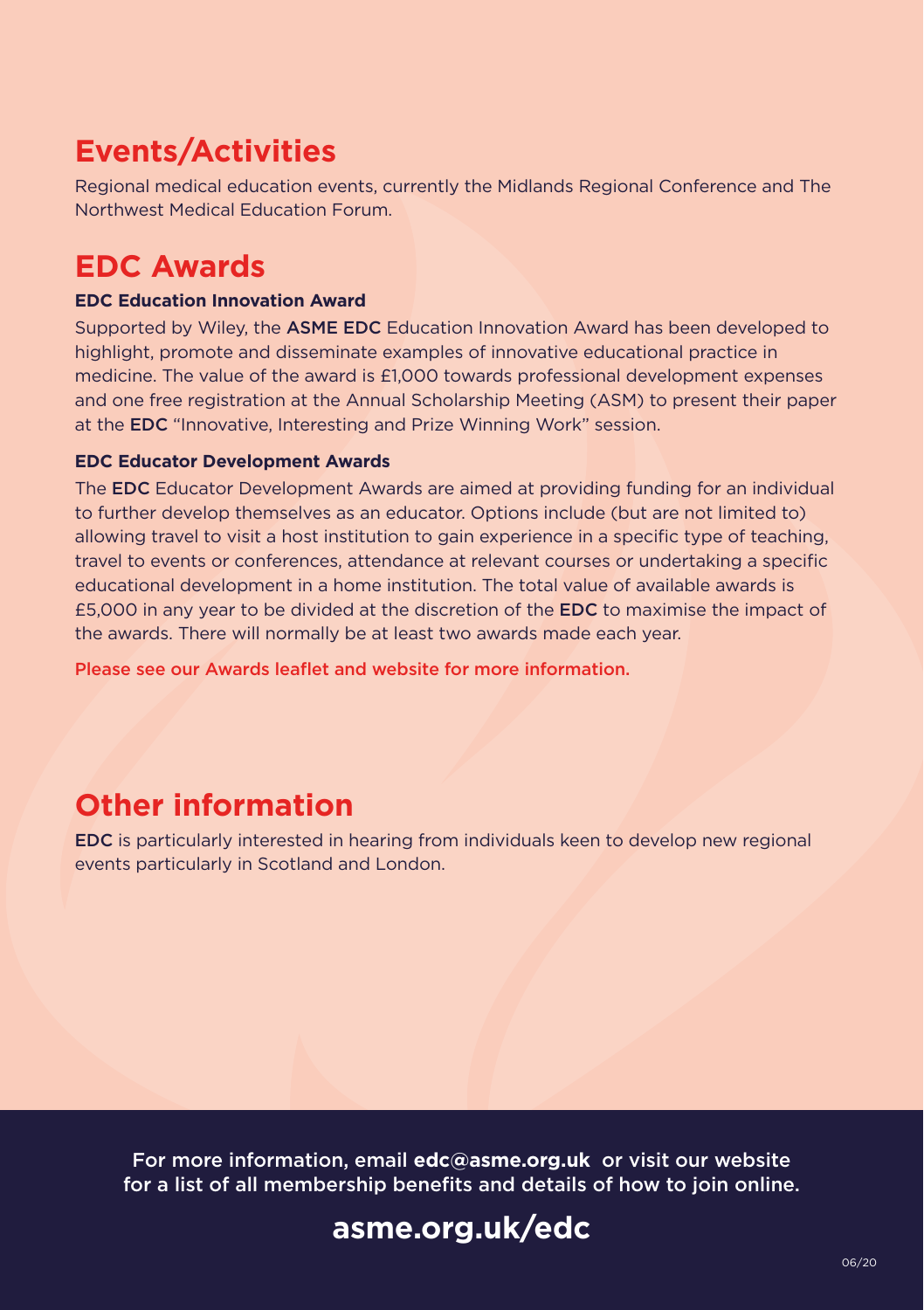## Events/Activities

Regional medical education events, currently the Midlands Regional Conference and The Northwest Medical Education Forum.

## EDC Awards

**EDC Education Innovation Award**

Supported by Wiley, the **ASME EDC** Education Innovation Award has been developed to highlight, promote and disseminate examples of innovative educational practice in medicine. The value of the award is £1,000 towards professional development expenses and one free registration at the Annual Scholarship Meeting (ASM) to present their paper at the **EDC** "Innovative, Interesting and Prize Winning Work" session.

**EDC Educator Development Awards**

The **EDC** Educator Development Awards are aimed at providing funding for an individual to further develop themselves as an educator. Options include (but are not limited to) allowing travel to visit a host institution to gain experience in a specific type of teaching, travel to events or conferences, attendance at relevant courses or undertaking a specific educational development in a home institution. The total value of available awards is £5,000 in any year to be divided at the discretion of the **EDC** to maximise the impact of the awards. There will normally be at least two awards made each year.

Please see our Awards leaflet and website for more information.

## Other information

**EDC** is particularly interested in hearing from individuals keen to develop new regional events particularly in Scotland and London.

For more information, email **edc@asme.org.uk** or visit our website for a list of all membership benefits and details of how to join online.

**asme.org.uk/edc**

06/20